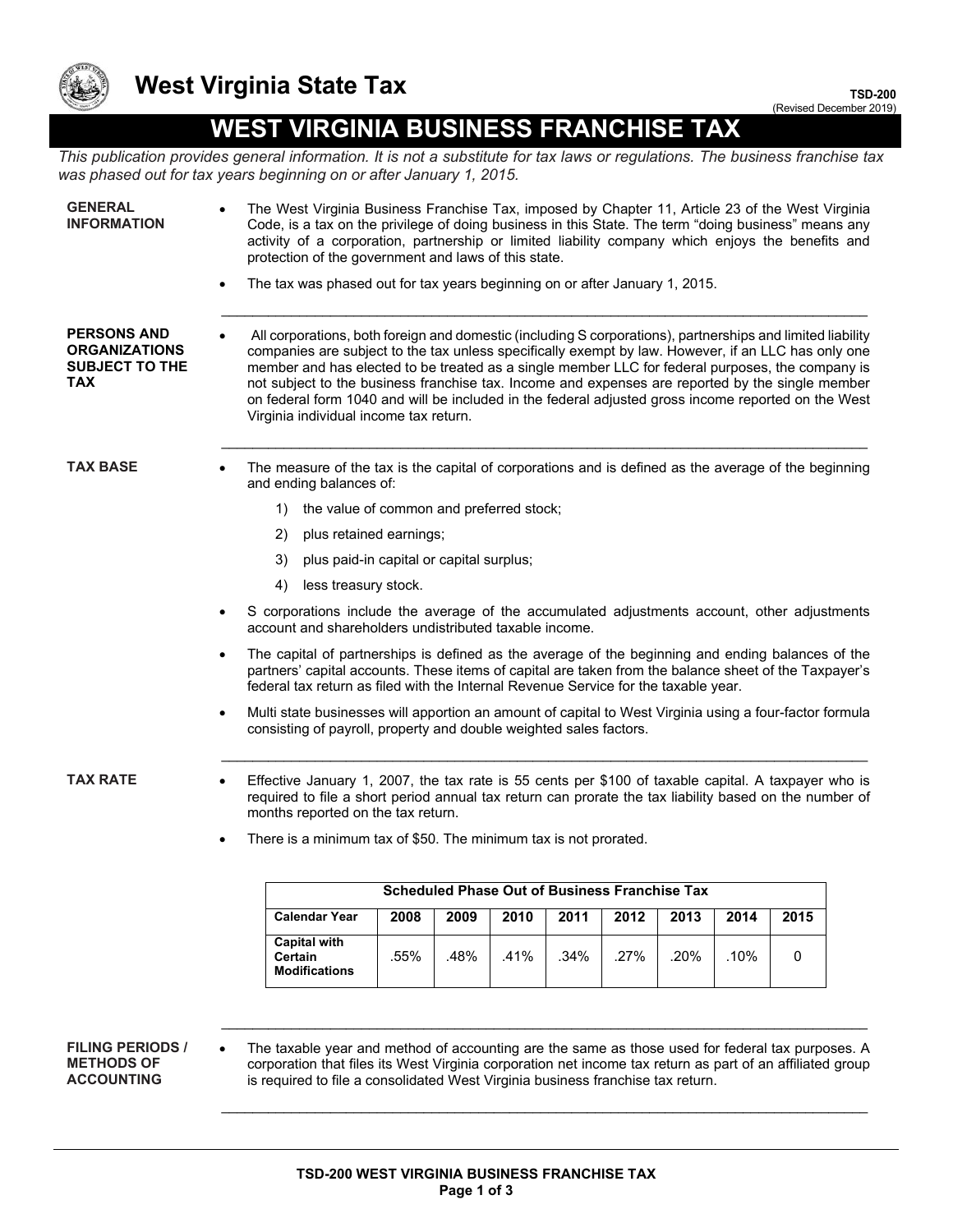# West Virginia State Tax

TSD-200
(Revised December 2019)

# WEST VIRGINIA BUSINESS FRANCHISE TAX

*This publication provides general information. It is not a substitute for tax laws or regulations. The business franchise tax was phased out for tax years beginning on or after January 1, 2015.*

## GENERAL INFORMATION

- The West Virginia Business Franchise Tax, imposed by Chapter 11, Article 23 of the West Virginia Code, is a tax on the privilege of doing business in this State. The term "doing business" means any activity of a corporation, partnership or limited liability company which enjoys the benefits and protection of the government and laws of this state.
- The tax was phased out for tax years beginning on or after January 1, 2015.

## PERSONS AND ORGANIZATIONS SUBJECT TO THE TAX

- All corporations, both foreign and domestic (including S corporations), partnerships and limited liability companies are subject to the tax unless specifically exempt by law. However, if an LLC has only one member and has elected to be treated as a single member LLC for federal purposes, the company is not subject to the business franchise tax. Income and expenses are reported by the single member on federal form 1040 and will be included in the federal adjusted gross income reported on the West Virginia individual income tax return.

## TAX BASE

- The measure of the tax is the capital of corporations and is defined as the average of the beginning and ending balances of:
  1) the value of common and preferred stock;
  2) plus retained earnings;
  3) plus paid-in capital or capital surplus;
  4) less treasury stock.
- S corporations include the average of the accumulated adjustments account, other adjustments account and shareholders undistributed taxable income.
- The capital of partnerships is defined as the average of the beginning and ending balances of the partners' capital accounts. These items of capital are taken from the balance sheet of the Taxpayer's federal tax return as filed with the Internal Revenue Service for the taxable year.
- Multi state businesses will apportion an amount of capital to West Virginia using a four-factor formula consisting of payroll, property and double weighted sales factors.

## TAX RATE

- Effective January 1, 2007, the tax rate is 55 cents per $100 of taxable capital. A taxpayer who is required to file a short period annual tax return can prorate the tax liability based on the number of months reported on the tax return.
- There is a minimum tax of $50. The minimum tax is not prorated.

| Scheduled Phase Out of Business Franchise Tax | | | | | | | | |
|---|---|---|---|---|---|---|---|---|
| **Calendar Year** | **2008** | **2009** | **2010** | **2011** | **2012** | **2013** | **2014** | **2015** |
| **Capital with Certain Modifications** | .55% | .48% | .41% | .34% | .27% | .20% | .10% | 0 |

## FILING PERIODS / METHODS OF ACCOUNTING

- The taxable year and method of accounting are the same as those used for federal tax purposes. A corporation that files its West Virginia corporation net income tax return as part of an affiliated group is required to file a consolidated West Virginia business franchise tax return.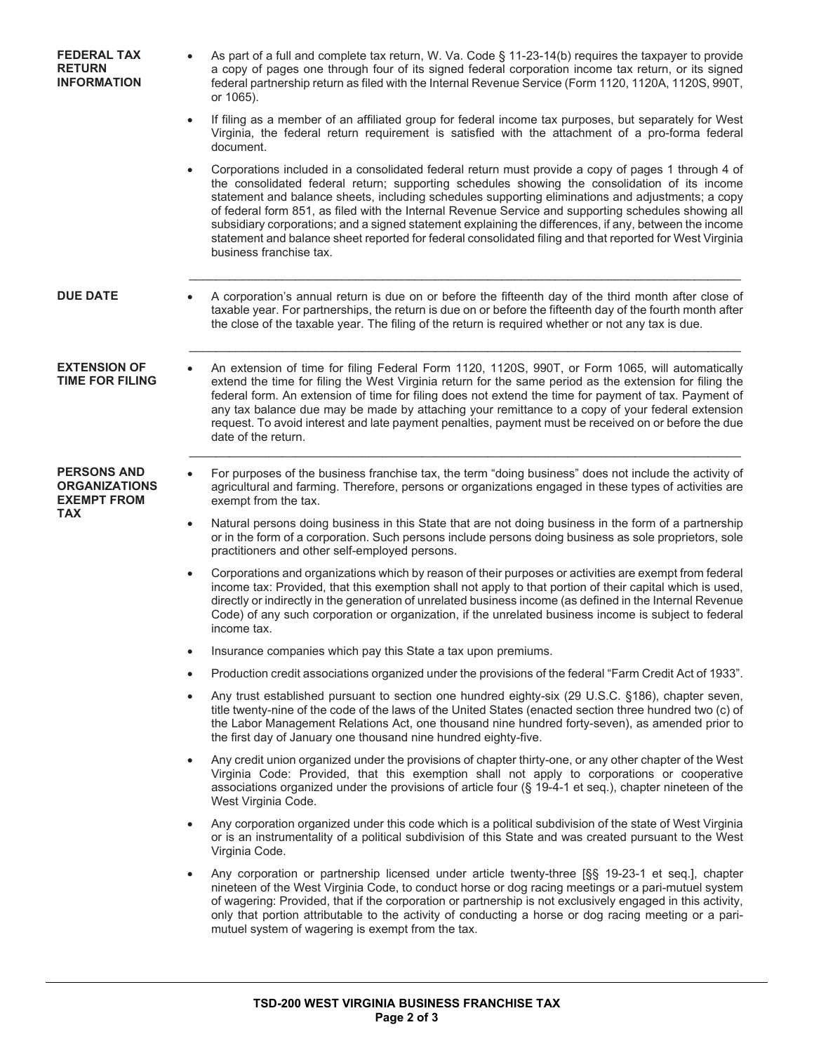## FEDERAL TAX RETURN INFORMATION

- As part of a full and complete tax return, W. Va. Code § 11-23-14(b) requires the taxpayer to provide a copy of pages one through four of its signed federal corporation income tax return, or its signed federal partnership return as filed with the Internal Revenue Service (Form 1120, 1120A, 1120S, 990T, or 1065).
- If filing as a member of an affiliated group for federal income tax purposes, but separately for West Virginia, the federal return requirement is satisfied with the attachment of a pro-forma federal document.
- Corporations included in a consolidated federal return must provide a copy of pages 1 through 4 of the consolidated federal return; supporting schedules showing the consolidation of its income statement and balance sheets, including schedules supporting eliminations and adjustments; a copy of federal form 851, as filed with the Internal Revenue Service and supporting schedules showing all subsidiary corporations; and a signed statement explaining the differences, if any, between the income statement and balance sheet reported for federal consolidated filing and that reported for West Virginia business franchise tax.

---

## DUE DATE

- A corporation's annual return is due on or before the fifteenth day of the third month after close of taxable year. For partnerships, the return is due on or before the fifteenth day of the fourth month after the close of the taxable year. The filing of the return is required whether or not any tax is due.

---

## EXTENSION OF TIME FOR FILING

- An extension of time for filing Federal Form 1120, 1120S, 990T, or Form 1065, will automatically extend the time for filing the West Virginia return for the same period as the extension for filing the federal form. An extension of time for filing does not extend the time for payment of tax. Payment of any tax balance due may be made by attaching your remittance to a copy of your federal extension request. To avoid interest and late payment penalties, payment must be received on or before the due date of the return.

---

## PERSONS AND ORGANIZATIONS EXEMPT FROM TAX

- For purposes of the business franchise tax, the term "doing business" does not include the activity of agricultural and farming. Therefore, persons or organizations engaged in these types of activities are exempt from the tax.
- Natural persons doing business in this State that are not doing business in the form of a partnership or in the form of a corporation. Such persons include persons doing business as sole proprietors, sole practitioners and other self-employed persons.
- Corporations and organizations which by reason of their purposes or activities are exempt from federal income tax: Provided, that this exemption shall not apply to that portion of their capital which is used, directly or indirectly in the generation of unrelated business income (as defined in the Internal Revenue Code) of any such corporation or organization, if the unrelated business income is subject to federal income tax.
- Insurance companies which pay this State a tax upon premiums.
- Production credit associations organized under the provisions of the federal "Farm Credit Act of 1933".
- Any trust established pursuant to section one hundred eighty-six (29 U.S.C. §186), chapter seven, title twenty-nine of the code of the laws of the United States (enacted section three hundred two (c) of the Labor Management Relations Act, one thousand nine hundred forty-seven), as amended prior to the first day of January one thousand nine hundred eighty-five.
- Any credit union organized under the provisions of chapter thirty-one, or any other chapter of the West Virginia Code: Provided, that this exemption shall not apply to corporations or cooperative associations organized under the provisions of article four (§ 19-4-1 et seq.), chapter nineteen of the West Virginia Code.
- Any corporation organized under this code which is a political subdivision of the state of West Virginia or is an instrumentality of a political subdivision of this State and was created pursuant to the West Virginia Code.
- Any corporation or partnership licensed under article twenty-three [§§ 19-23-1 et seq.], chapter nineteen of the West Virginia Code, to conduct horse or dog racing meetings or a pari-mutuel system of wagering: Provided, that if the corporation or partnership is not exclusively engaged in this activity, only that portion attributable to the activity of conducting a horse or dog racing meeting or a pari-mutuel system of wagering is exempt from the tax.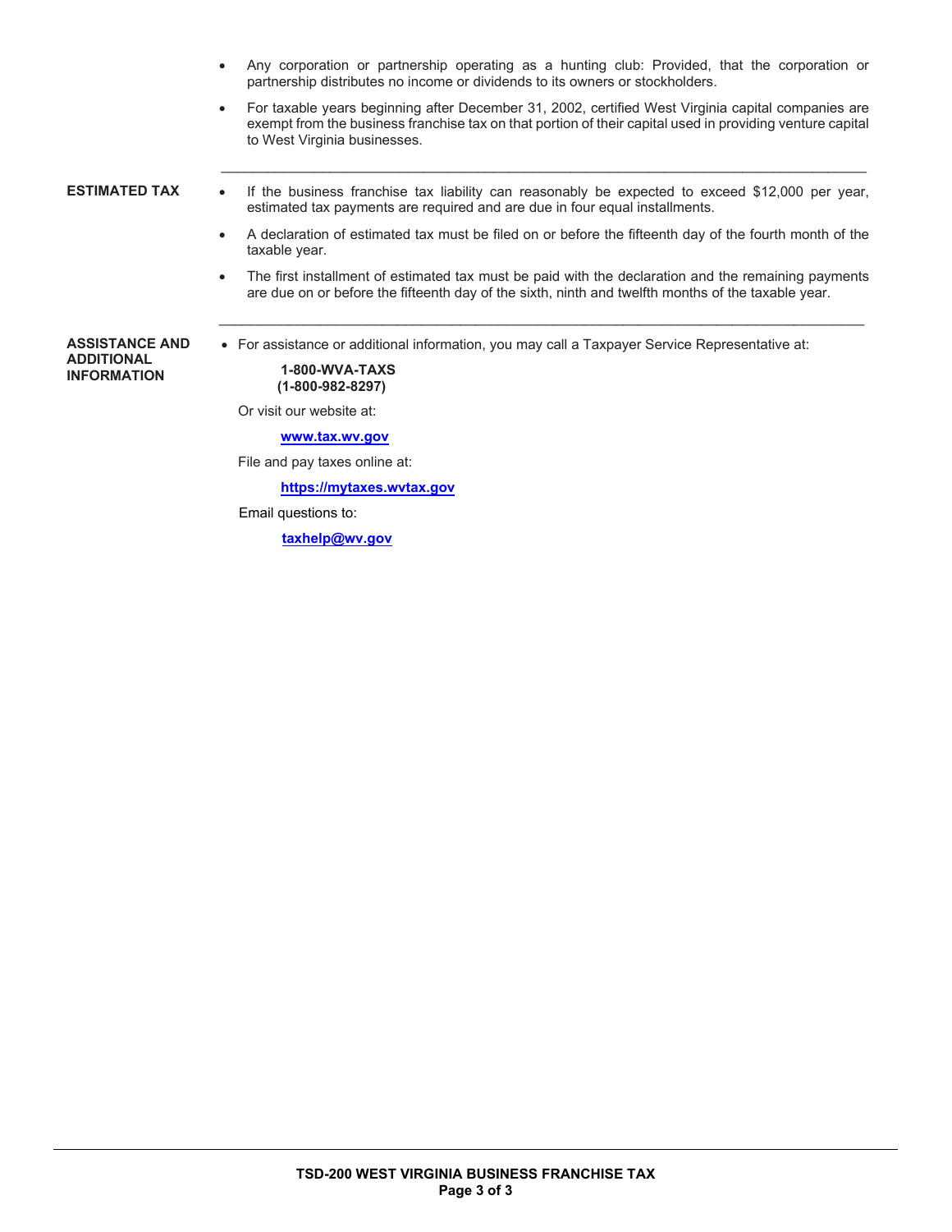- Any corporation or partnership operating as a hunting club: Provided, that the corporation or partnership distributes no income or dividends to its owners or stockholders.
- For taxable years beginning after December 31, 2002, certified West Virginia capital companies are exempt from the business franchise tax on that portion of their capital used in providing venture capital to West Virginia businesses.

---

**ESTIMATED TAX**

- If the business franchise tax liability can reasonably be expected to exceed $12,000 per year, estimated tax payments are required and are due in four equal installments.
- A declaration of estimated tax must be filed on or before the fifteenth day of the fourth month of the taxable year.
- The first installment of estimated tax must be paid with the declaration and the remaining payments are due on or before the fifteenth day of the sixth, ninth and twelfth months of the taxable year.

---

**ASSISTANCE AND ADDITIONAL INFORMATION**

- For assistance or additional information, you may call a Taxpayer Service Representative at:

  **1-800-WVA-TAXS**
  **(1-800-982-8297)**

  Or visit our website at:

  **www.tax.wv.gov**

  File and pay taxes online at:

  **https://mytaxes.wvtax.gov**

  Email questions to:

  **taxhelp@wv.gov**